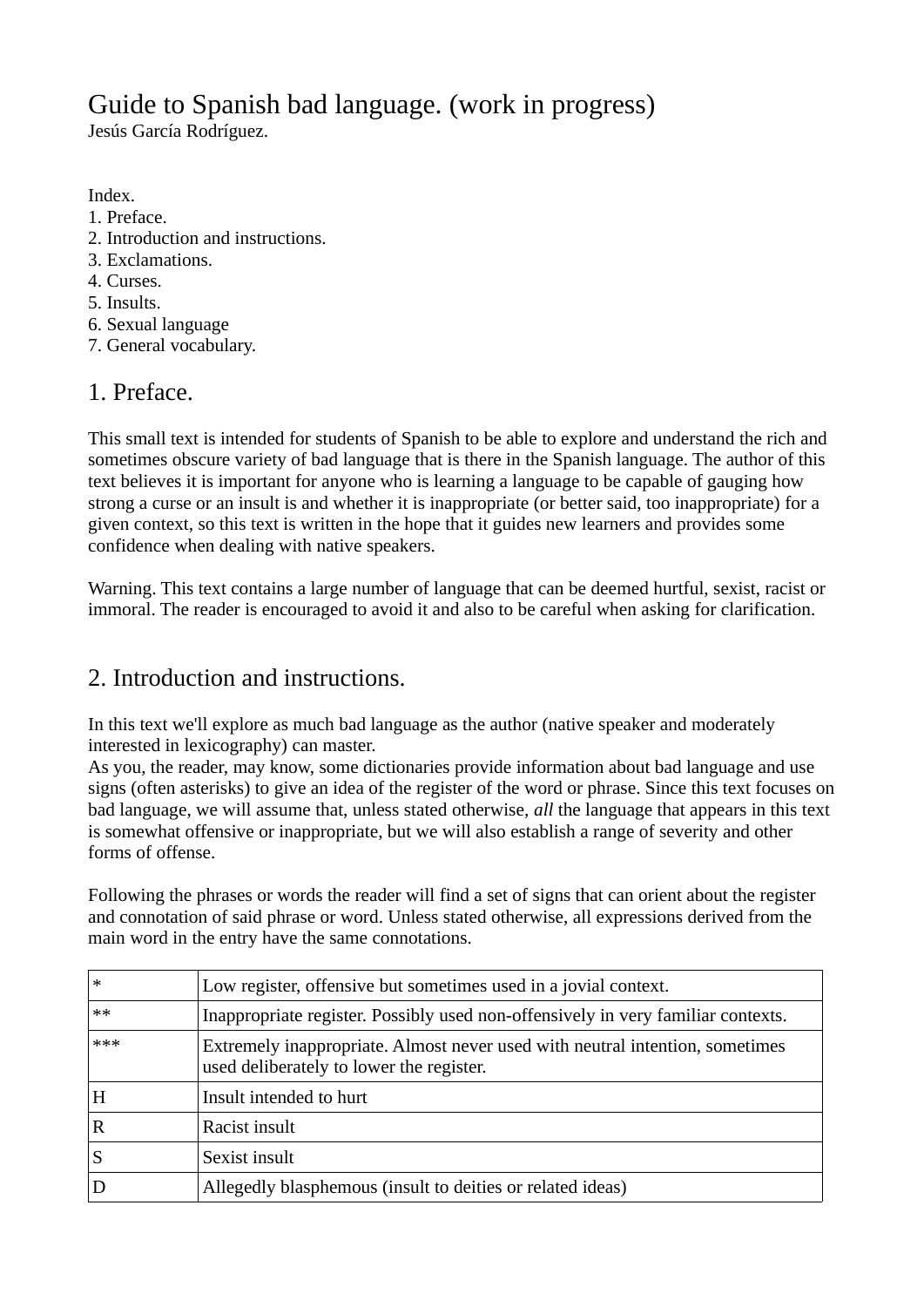# Guide to Spanish bad language. (work in progress)

Jesús García Rodríguez.

Index.
1. Preface.
2. Introduction and instructions.
3. Exclamations.
4. Curses.
5. Insults.
6. Sexual language
7. General vocabulary.

## 1. Preface.

This small text is intended for students of Spanish to be able to explore and understand the rich and sometimes obscure variety of bad language that is there in the Spanish language. The author of this text believes it is important for anyone who is learning a language to be capable of gauging how strong a curse or an insult is and whether it is inappropriate (or better said, too inappropriate) for a given context, so this text is written in the hope that it guides new learners and provides some confidence when dealing with native speakers.

Warning. This text contains a large number of language that can be deemed hurtful, sexist, racist or immoral. The reader is encouraged to avoid it and also to be careful when asking for clarification.

## 2. Introduction and instructions.

In this text we'll explore as much bad language as the author (native speaker and moderately interested in lexicography) can master.
As you, the reader, may know, some dictionaries provide information about bad language and use signs (often asterisks) to give an idea of the register of the word or phrase. Since this text focuses on bad language, we will assume that, unless stated otherwise, *all* the language that appears in this text is somewhat offensive or inappropriate, but we will also establish a range of severity and other forms of offense.

Following the phrases or words the reader will find a set of signs that can orient about the register and connotation of said phrase or word. Unless stated otherwise, all expressions derived from the main word in the entry have the same connotations.

| Sign | Meaning |
|---|---|
| * | Low register, offensive but sometimes used in a jovial context. |
| ** | Inappropriate register. Possibly used non-offensively in very familiar contexts. |
| *** | Extremely inappropriate. Almost never used with neutral intention, sometimes used deliberately to lower the register. |
| H | Insult intended to hurt |
| R | Racist insult |
| S | Sexist insult |
| D | Allegedly blasphemous (insult to deities or related ideas) |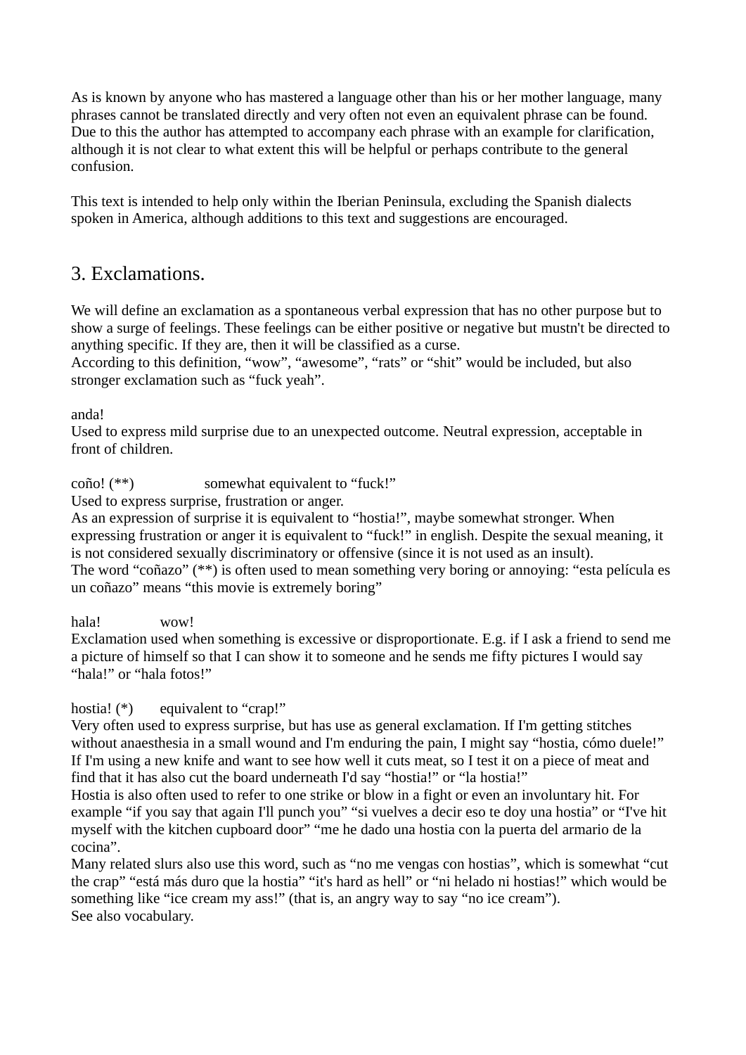As is known by anyone who has mastered a language other than his or her mother language, many phrases cannot be translated directly and very often not even an equivalent phrase can be found. Due to this the author has attempted to accompany each phrase with an example for clarification, although it is not clear to what extent this will be helpful or perhaps contribute to the general confusion.

This text is intended to help only within the Iberian Peninsula, excluding the Spanish dialects spoken in America, although additions to this text and suggestions are encouraged.

## 3. Exclamations.

We will define an exclamation as a spontaneous verbal expression that has no other purpose but to show a surge of feelings. These feelings can be either positive or negative but mustn't be directed to anything specific. If they are, then it will be classified as a curse.
According to this definition, “wow”, “awesome”, “rats” or “shit” would be included, but also stronger exclamation such as “fuck yeah”.

anda!
Used to express mild surprise due to an unexpected outcome. Neutral expression, acceptable in front of children.

coño! (**)  somewhat equivalent to “fuck!”
Used to express surprise, frustration or anger.
As an expression of surprise it is equivalent to “hostia!”, maybe somewhat stronger. When expressing frustration or anger it is equivalent to “fuck!” in english. Despite the sexual meaning, it is not considered sexually discriminatory or offensive (since it is not used as an insult).
The word “coñazo” (**) is often used to mean something very boring or annoying: “esta película es un coñazo” means “this movie is extremely boring”

hala!  wow!
Exclamation used when something is excessive or disproportionate. E.g. if I ask a friend to send me a picture of himself so that I can show it to someone and he sends me fifty pictures I would say “hala!” or “hala fotos!”

hostia! (*)  equivalent to “crap!”
Very often used to express surprise, but has use as general exclamation. If I'm getting stitches without anaesthesia in a small wound and I'm enduring the pain, I might say “hostia, cómo duele!” If I'm using a new knife and want to see how well it cuts meat, so I test it on a piece of meat and find that it has also cut the board underneath I'd say “hostia!” or “la hostia!”
Hostia is also often used to refer to one strike or blow in a fight or even an involuntary hit. For example “if you say that again I'll punch you” “si vuelves a decir eso te doy una hostia” or “I've hit myself with the kitchen cupboard door” “me he dado una hostia con la puerta del armario de la cocina”.
Many related slurs also use this word, such as “no me vengas con hostias”, which is somewhat “cut the crap” “está más duro que la hostia” “it's hard as hell” or “ni helado ni hostias!” which would be something like “ice cream my ass!” (that is, an angry way to say “no ice cream”).
See also vocabulary.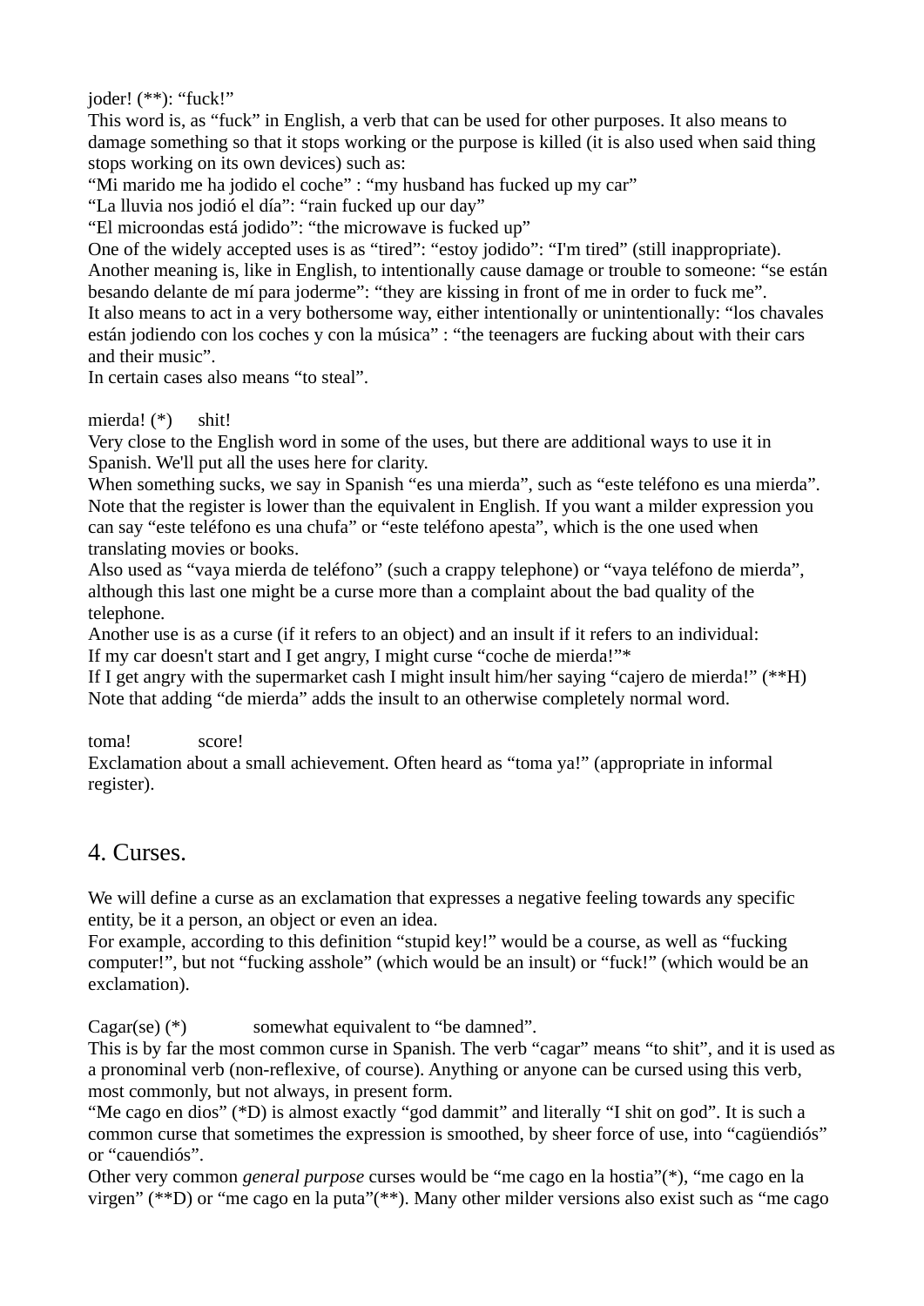joder! (**): “fuck!”

This word is, as “fuck” in English, a verb that can be used for other purposes. It also means to damage something so that it stops working or the purpose is killed (it is also used when said thing stops working on its own devices) such as:

“Mi marido me ha jodido el coche” : “my husband has fucked up my car”

“La lluvia nos jodió el día”: “rain fucked up our day”

“El microondas está jodido”: “the microwave is fucked up”

One of the widely accepted uses is as “tired”: “estoy jodido”: “I'm tired” (still inappropriate).

Another meaning is, like in English, to intentionally cause damage or trouble to someone: “se están besando delante de mí para joderme”: “they are kissing in front of me in order to fuck me”.

It also means to act in a very bothersome way, either intentionally or unintentionally: “los chavales están jodiendo con los coches y con la música” : “the teenagers are fucking about with their cars and their music”.

In certain cases also means “to steal”.

mierda! (*) shit!

Very close to the English word in some of the uses, but there are additional ways to use it in Spanish. We'll put all the uses here for clarity.

When something sucks, we say in Spanish “es una mierda”, such as “este teléfono es una mierda”. Note that the register is lower than the equivalent in English. If you want a milder expression you can say “este teléfono es una chufa” or “este teléfono apesta”, which is the one used when translating movies or books.

Also used as “vaya mierda de teléfono” (such a crappy telephone) or “vaya teléfono de mierda”, although this last one might be a curse more than a complaint about the bad quality of the telephone.

Another use is as a curse (if it refers to an object) and an insult if it refers to an individual:

If my car doesn't start and I get angry, I might curse “coche de mierda!”*

If I get angry with the supermarket cash I might insult him/her saying “cajero de mierda!” (**H)

Note that adding “de mierda” adds the insult to an otherwise completely normal word.

toma! score!

Exclamation about a small achievement. Often heard as “toma ya!” (appropriate in informal register).

## 4. Curses.

We will define a curse as an exclamation that expresses a negative feeling towards any specific entity, be it a person, an object or even an idea.

For example, according to this definition “stupid key!” would be a course, as well as “fucking computer!”, but not “fucking asshole” (which would be an insult) or “fuck!” (which would be an exclamation).

Cagar(se) (*) somewhat equivalent to “be damned”.

This is by far the most common curse in Spanish. The verb “cagar” means “to shit”, and it is used as a pronominal verb (non-reflexive, of course). Anything or anyone can be cursed using this verb, most commonly, but not always, in present form.

“Me cago en dios” (*D) is almost exactly “god dammit” and literally “I shit on god”. It is such a common curse that sometimes the expression is smoothed, by sheer force of use, into “cagüendiós” or “cauendiós”.

Other very common *general purpose* curses would be “me cago en la hostia”(*), “me cago en la virgen” (**D) or “me cago en la puta”(**). Many other milder versions also exist such as “me cago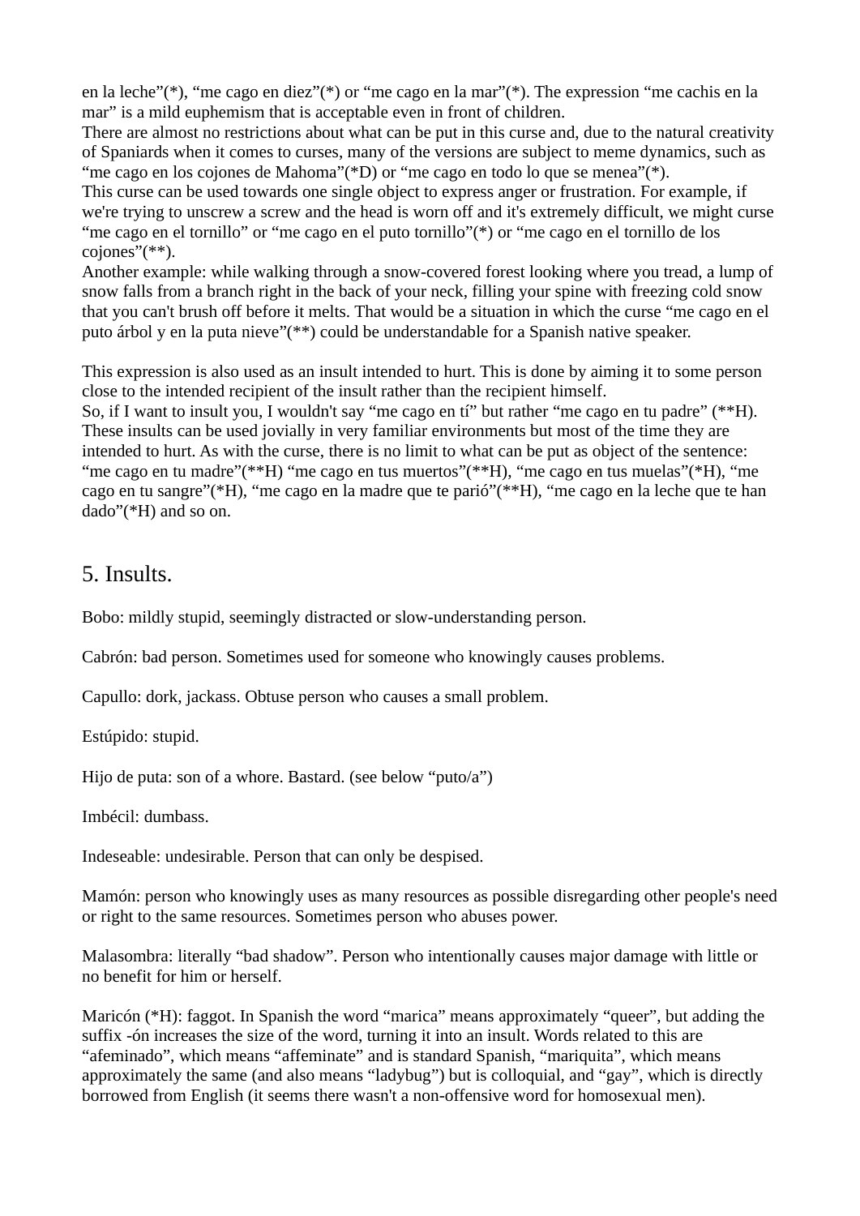en la leche”(*), “me cago en diez”(*) or “me cago en la mar”(*). The expression “me cachis en la mar” is a mild euphemism that is acceptable even in front of children.
There are almost no restrictions about what can be put in this curse and, due to the natural creativity of Spaniards when it comes to curses, many of the versions are subject to meme dynamics, such as “me cago en los cojones de Mahoma”(*D) or “me cago en todo lo que se menea”(*).
This curse can be used towards one single object to express anger or frustration. For example, if we're trying to unscrew a screw and the head is worn off and it's extremely difficult, we might curse “me cago en el tornillo” or “me cago en el puto tornillo”(*) or “me cago en el tornillo de los cojones”(**).
Another example: while walking through a snow-covered forest looking where you tread, a lump of snow falls from a branch right in the back of your neck, filling your spine with freezing cold snow that you can't brush off before it melts. That would be a situation in which the curse “me cago en el puto árbol y en la puta nieve”(**) could be understandable for a Spanish native speaker.

This expression is also used as an insult intended to hurt. This is done by aiming it to some person close to the intended recipient of the insult rather than the recipient himself.
So, if I want to insult you, I wouldn't say “me cago en tí” but rather “me cago en tu padre” (**H). These insults can be used jovially in very familiar environments but most of the time they are intended to hurt. As with the curse, there is no limit to what can be put as object of the sentence: “me cago en tu madre”(**H) “me cago en tus muertos”(**H), “me cago en tus muelas”(*H), “me cago en tu sangre”(*H), “me cago en la madre que te parió”(**H), “me cago en la leche que te han dado”(*H) and so on.

## 5. Insults.

Bobo: mildly stupid, seemingly distracted or slow-understanding person.

Cabrón: bad person. Sometimes used for someone who knowingly causes problems.

Capullo: dork, jackass. Obtuse person who causes a small problem.

Estúpido: stupid.

Hijo de puta: son of a whore. Bastard. (see below “puto/a”)

Imbécil: dumbass.

Indeseable: undesirable. Person that can only be despised.

Mamón: person who knowingly uses as many resources as possible disregarding other people's need or right to the same resources. Sometimes person who abuses power.

Malasombra: literally “bad shadow”. Person who intentionally causes major damage with little or no benefit for him or herself.

Maricón (*H): faggot. In Spanish the word “marica” means approximately “queer”, but adding the suffix -ón increases the size of the word, turning it into an insult. Words related to this are “afeminado”, which means “affeminate” and is standard Spanish, “mariquita”, which means approximately the same (and also means “ladybug”) but is colloquial, and “gay”, which is directly borrowed from English (it seems there wasn't a non-offensive word for homosexual men).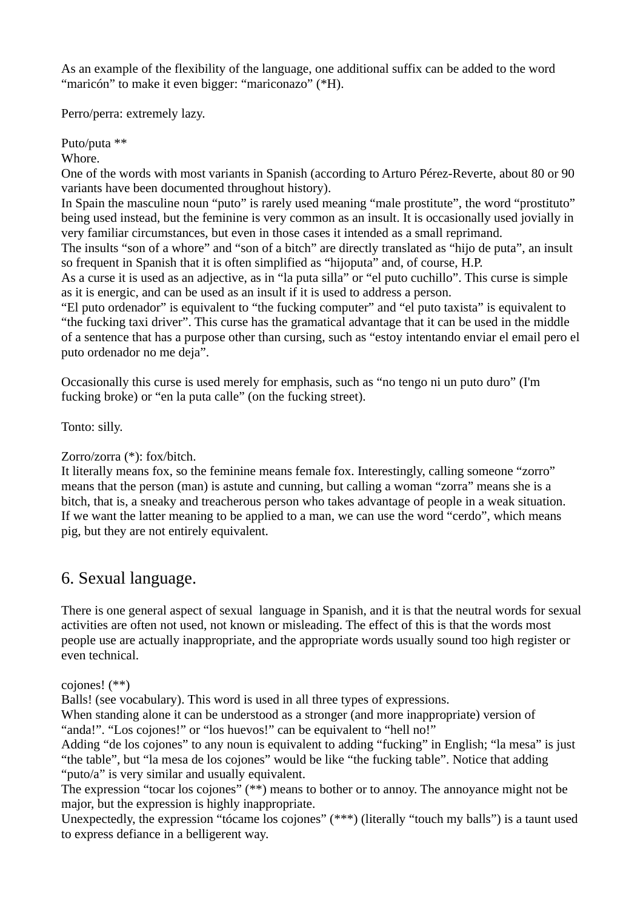As an example of the flexibility of the language, one additional suffix can be added to the word "maricón" to make it even bigger: "mariconazo" (*H).

Perro/perra: extremely lazy.

Puto/puta **
Whore.
One of the words with most variants in Spanish (according to Arturo Pérez-Reverte, about 80 or 90 variants have been documented throughout history).
In Spain the masculine noun "puto" is rarely used meaning "male prostitute", the word "prostituto" being used instead, but the feminine is very common as an insult. It is occasionally used jovially in very familiar circumstances, but even in those cases it intended as a small reprimand.
The insults "son of a whore" and "son of a bitch" are directly translated as "hijo de puta", an insult so frequent in Spanish that it is often simplified as "hijoputa" and, of course, H.P.
As a curse it is used as an adjective, as in "la puta silla" or "el puto cuchillo". This curse is simple as it is energic, and can be used as an insult if it is used to address a person.
"El puto ordenador" is equivalent to "the fucking computer" and "el puto taxista" is equivalent to "the fucking taxi driver". This curse has the gramatical advantage that it can be used in the middle of a sentence that has a purpose other than cursing, such as "estoy intentando enviar el email pero el puto ordenador no me deja".

Occasionally this curse is used merely for emphasis, such as "no tengo ni un puto duro" (I'm fucking broke) or "en la puta calle" (on the fucking street).

Tonto: silly.

Zorro/zorra (*): fox/bitch.
It literally means fox, so the feminine means female fox. Interestingly, calling someone "zorro" means that the person (man) is astute and cunning, but calling a woman "zorra" means she is a bitch, that is, a sneaky and treacherous person who takes advantage of people in a weak situation. If we want the latter meaning to be applied to a man, we can use the word "cerdo", which means pig, but they are not entirely equivalent.

## 6. Sexual language.

There is one general aspect of sexual language in Spanish, and it is that the neutral words for sexual activities are often not used, not known or misleading. The effect of this is that the words most people use are actually inappropriate, and the appropriate words usually sound too high register or even technical.

cojones! (**)
Balls! (see vocabulary). This word is used in all three types of expressions.
When standing alone it can be understood as a stronger (and more inappropriate) version of "anda!". "Los cojones!" or "los huevos!" can be equivalent to "hell no!"
Adding "de los cojones" to any noun is equivalent to adding "fucking" in English; "la mesa" is just "the table", but "la mesa de los cojones" would be like "the fucking table". Notice that adding "puto/a" is very similar and usually equivalent.
The expression "tocar los cojones" (**) means to bother or to annoy. The annoyance might not be major, but the expression is highly inappropriate.
Unexpectedly, the expression "tócame los cojones" (***) (literally "touch my balls") is a taunt used to express defiance in a belligerent way.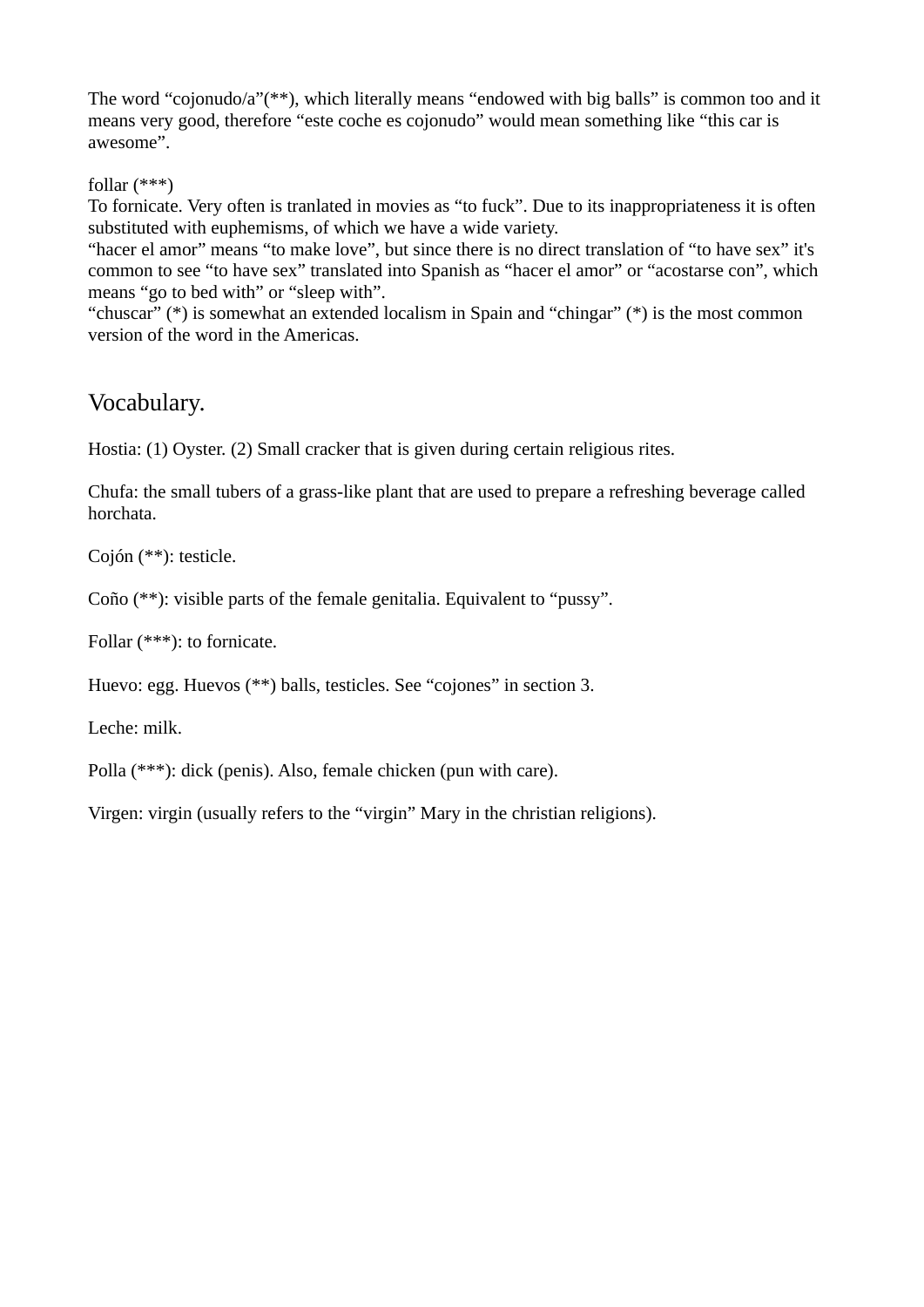The word “cojonudo/a”(**), which literally means “endowed with big balls” is common too and it means very good, therefore “este coche es cojonudo” would mean something like “this car is awesome”.

follar (***)
To fornicate. Very often is tranlated in movies as “to fuck”. Due to its inappropriateness it is often substituted with euphemisms, of which we have a wide variety.
“hacer el amor” means “to make love”, but since there is no direct translation of “to have sex” it's common to see “to have sex” translated into Spanish as “hacer el amor” or “acostarse con”, which means “go to bed with” or “sleep with”.
“chuscar” (*) is somewhat an extended localism in Spain and “chingar” (*) is the most common version of the word in the Americas.

## Vocabulary.

Hostia: (1) Oyster. (2) Small cracker that is given during certain religious rites.

Chufa: the small tubers of a grass-like plant that are used to prepare a refreshing beverage called horchata.

Cojón (**): testicle.

Coño (**): visible parts of the female genitalia. Equivalent to “pussy”.

Follar (***): to fornicate.

Huevo: egg. Huevos (**) balls, testicles. See “cojones” in section 3.

Leche: milk.

Polla (***): dick (penis). Also, female chicken (pun with care).

Virgen: virgin (usually refers to the “virgin” Mary in the christian religions).